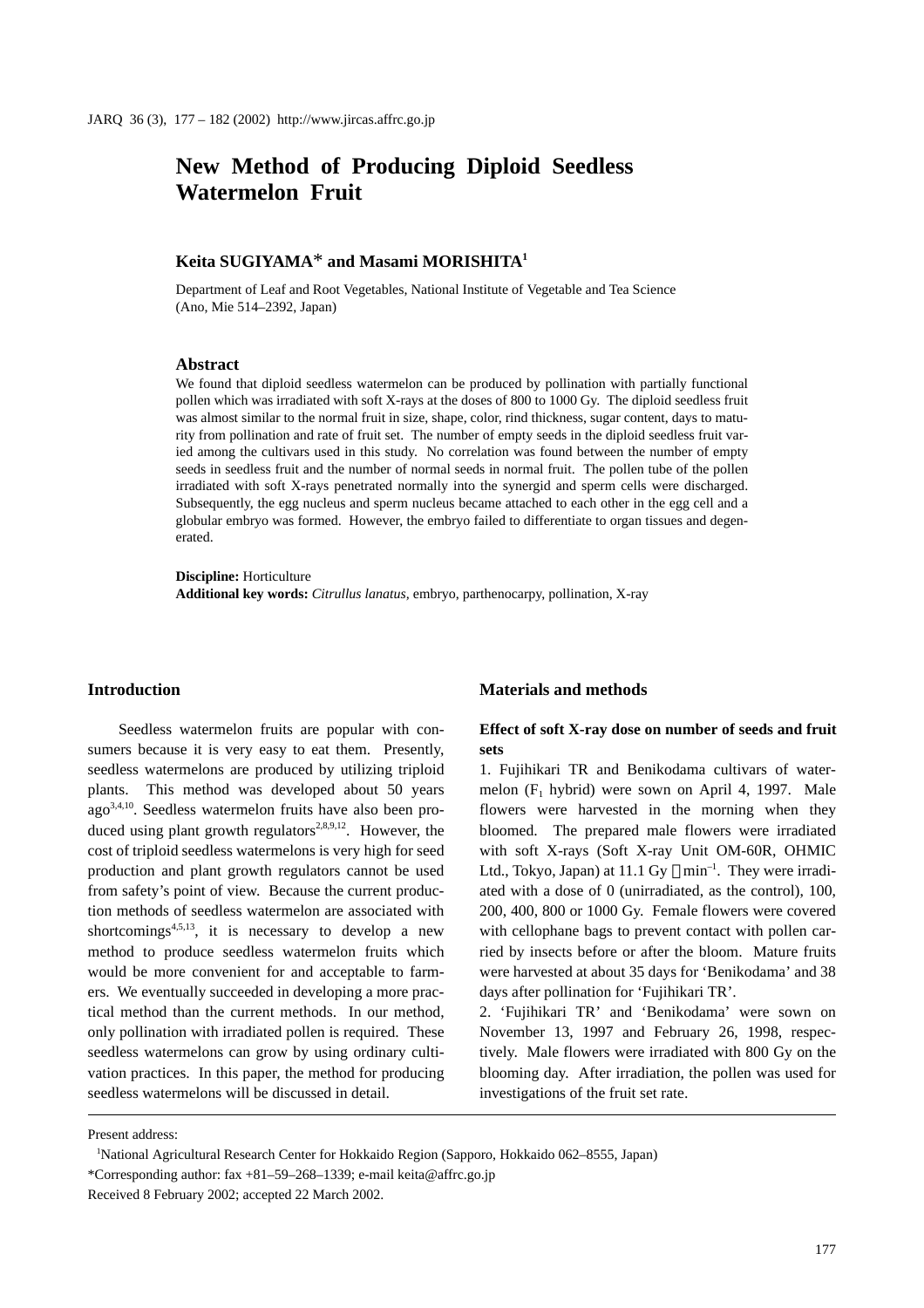# New Method of Producing Diploid Seedless Watermelon Fruit

**Keita SUGIYAMA* and Masami MORISHITA[1]**

Department of Leaf and Root Vegetables, National Institute of Vegetable and Tea Science (Ano, Mie 514–2392, Japan)

### Abstract

We found that diploid seedless watermelon can be produced by pollination with partially functional pollen which was irradiated with soft X-rays at the doses of 800 to 1000 Gy. The diploid seedless fruit was almost similar to the normal fruit in size, shape, color, rind thickness, sugar content, days to maturity from pollination and rate of fruit set. The number of empty seeds in the diploid seedless fruit varied among the cultivars used in this study. No correlation was found between the number of empty seeds in seedless fruit and the number of normal seeds in normal fruit. The pollen tube of the pollen irradiated with soft X-rays penetrated normally into the synergid and sperm cells were discharged. Subsequently, the egg nucleus and sperm nucleus became attached to each other in the egg cell and a globular embryo was formed. However, the embryo failed to differentiate to organ tissues and degenerated.

**Discipline:** Horticulture
**Additional key words:** *Citrullus lanatus*, embryo, parthenocarpy, pollination, X-ray

## Introduction

Seedless watermelon fruits are popular with consumers because it is very easy to eat them. Presently, seedless watermelons are produced by utilizing triploid plants. This method was developed about 50 years ago[3,4,10]. Seedless watermelon fruits have also been produced using plant growth regulators[2,8,9,12]. However, the cost of triploid seedless watermelons is very high for seed production and plant growth regulators cannot be used from safety's point of view. Because the current production methods of seedless watermelon are associated with shortcomings[4,5,13], it is necessary to develop a new method to produce seedless watermelon fruits which would be more convenient for and acceptable to farmers. We eventually succeeded in developing a more practical method than the current methods. In our method, only pollination with irradiated pollen is required. These seedless watermelons can grow by using ordinary cultivation practices. In this paper, the method for producing seedless watermelons will be discussed in detail.

## Materials and methods

### Effect of soft X-ray dose on number of seeds and fruit sets

1. Fujihikari TR and Benikodama cultivars of watermelon ($F_1$ hybrid) were sown on April 4, 1997. Male flowers were harvested in the morning when they bloomed. The prepared male flowers were irradiated with soft X-rays (Soft X-ray Unit OM-60R, OHMIC Ltd., Tokyo, Japan) at 11.1 Gy $\cdot$ min$^{-1}$. They were irradiated with a dose of 0 (unirradiated, as the control), 100, 200, 400, 800 or 1000 Gy. Female flowers were covered with cellophane bags to prevent contact with pollen carried by insects before or after the bloom. Mature fruits were harvested at about 35 days for 'Benikodama' and 38 days after pollination for 'Fujihikari TR'.

2. 'Fujihikari TR' and 'Benikodama' were sown on November 13, 1997 and February 26, 1998, respectively. Male flowers were irradiated with 800 Gy on the blooming day. After irradiation, the pollen was used for investigations of the fruit set rate.

---

Present address:

[1]National Agricultural Research Center for Hokkaido Region (Sapporo, Hokkaido 062–8555, Japan)

*Corresponding author: fax +81–59–268–1339; e-mail keita@affrc.go.jp

Received 8 February 2002; accepted 22 March 2002.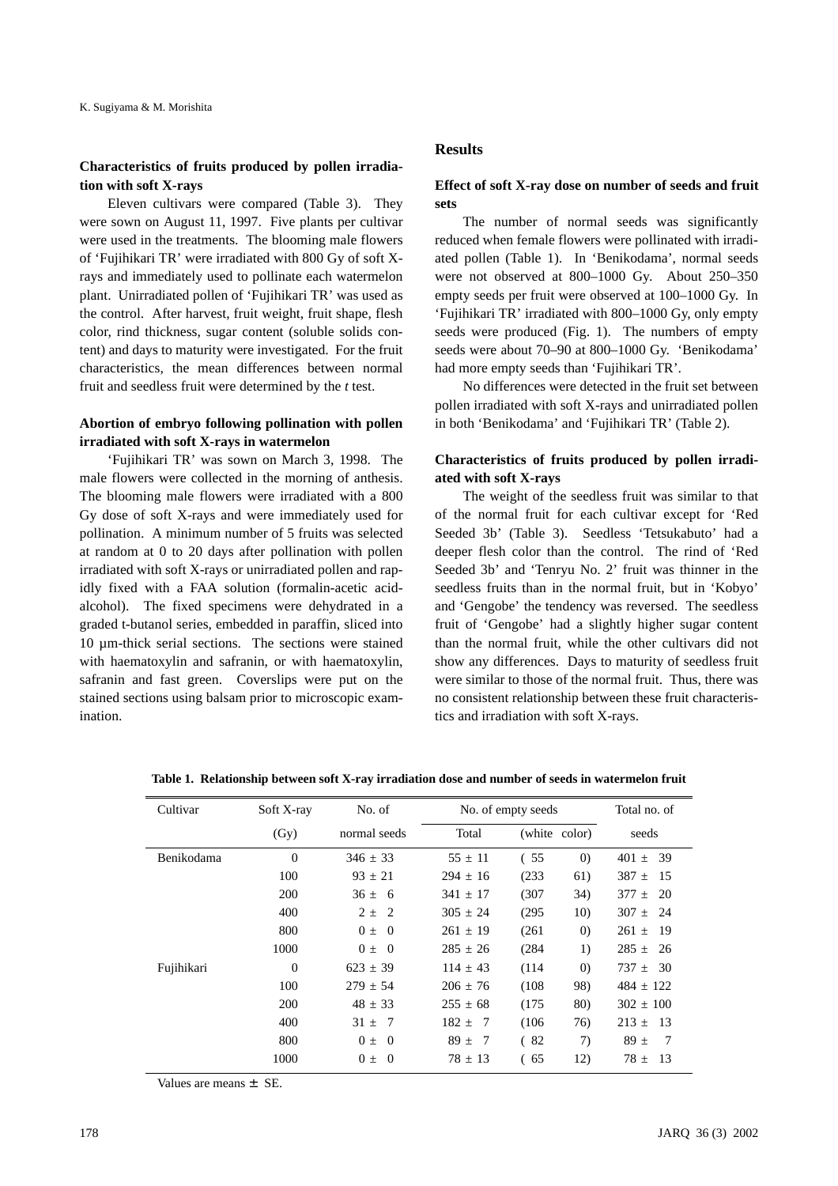### Characteristics of fruits produced by pollen irradiation with soft X-rays

Eleven cultivars were compared (Table 3). They were sown on August 11, 1997. Five plants per cultivar were used in the treatments. The blooming male flowers of 'Fujihikari TR' were irradiated with 800 Gy of soft X-rays and immediately used to pollinate each watermelon plant. Unirradiated pollen of 'Fujihikari TR' was used as the control. After harvest, fruit weight, fruit shape, flesh color, rind thickness, sugar content (soluble solids content) and days to maturity were investigated. For the fruit characteristics, the mean differences between normal fruit and seedless fruit were determined by the *t* test.

### Abortion of embryo following pollination with pollen irradiated with soft X-rays in watermelon

'Fujihikari TR' was sown on March 3, 1998. The male flowers were collected in the morning of anthesis. The blooming male flowers were irradiated with a 800 Gy dose of soft X-rays and were immediately used for pollination. A minimum number of 5 fruits was selected at random at 0 to 20 days after pollination with pollen irradiated with soft X-rays or unirradiated pollen and rapidly fixed with a FAA solution (formalin-acetic acid-alcohol). The fixed specimens were dehydrated in a graded t-butanol series, embedded in paraffin, sliced into 10 µm-thick serial sections. The sections were stained with haematoxylin and safranin, or with haematoxylin, safranin and fast green. Coverslips were put on the stained sections using balsam prior to microscopic examination.

## Results

### Effect of soft X-ray dose on number of seeds and fruit sets

The number of normal seeds was significantly reduced when female flowers were pollinated with irradiated pollen (Table 1). In 'Benikodama', normal seeds were not observed at 800–1000 Gy. About 250–350 empty seeds per fruit were observed at 100–1000 Gy. In 'Fujihikari TR' irradiated with 800–1000 Gy, only empty seeds were produced (Fig. 1). The numbers of empty seeds were about 70–90 at 800–1000 Gy. 'Benikodama' had more empty seeds than 'Fujihikari TR'.

No differences were detected in the fruit set between pollen irradiated with soft X-rays and unirradiated pollen in both 'Benikodama' and 'Fujihikari TR' (Table 2).

### Characteristics of fruits produced by pollen irradiated with soft X-rays

The weight of the seedless fruit was similar to that of the normal fruit for each cultivar except for 'Red Seeded 3b' (Table 3). Seedless 'Tetsukabuto' had a deeper flesh color than the control. The rind of 'Red Seeded 3b' and 'Tenryu No. 2' fruit was thinner in the seedless fruits than in the normal fruit, but in 'Kobyo' and 'Gengobe' the tendency was reversed. The seedless fruit of 'Gengobe' had a slightly higher sugar content than the normal fruit, while the other cultivars did not show any differences. Days to maturity of seedless fruit were similar to those of the normal fruit. Thus, there was no consistent relationship between these fruit characteristics and irradiation with soft X-rays.

**Table 1. Relationship between soft X-ray irradiation dose and number of seeds in watermelon fruit**

| Cultivar | Soft X-ray (Gy) | No. of normal seeds | No. of empty seeds Total | (white color) | Total no. of seeds |
|---|---|---|---|---|---|
| Benikodama | 0 | 346 ± 33 | 55 ± 11 | (55 0) | 401 ± 39 |
| | 100 | 93 ± 21 | 294 ± 16 | (233 61) | 387 ± 15 |
| | 200 | 36 ± 6 | 341 ± 17 | (307 34) | 377 ± 20 |
| | 400 | 2 ± 2 | 305 ± 24 | (295 10) | 307 ± 24 |
| | 800 | 0 ± 0 | 261 ± 19 | (261 0) | 261 ± 19 |
| | 1000 | 0 ± 0 | 285 ± 26 | (284 1) | 285 ± 26 |
| Fujihikari | 0 | 623 ± 39 | 114 ± 43 | (114 0) | 737 ± 30 |
| | 100 | 279 ± 54 | 206 ± 76 | (108 98) | 484 ± 122 |
| | 200 | 48 ± 33 | 255 ± 68 | (175 80) | 302 ± 100 |
| | 400 | 31 ± 7 | 182 ± 7 | (106 76) | 213 ± 13 |
| | 800 | 0 ± 0 | 89 ± 7 | (82 7) | 89 ± 7 |
| | 1000 | 0 ± 0 | 78 ± 13 | (65 12) | 78 ± 13 |

Values are means ± SE.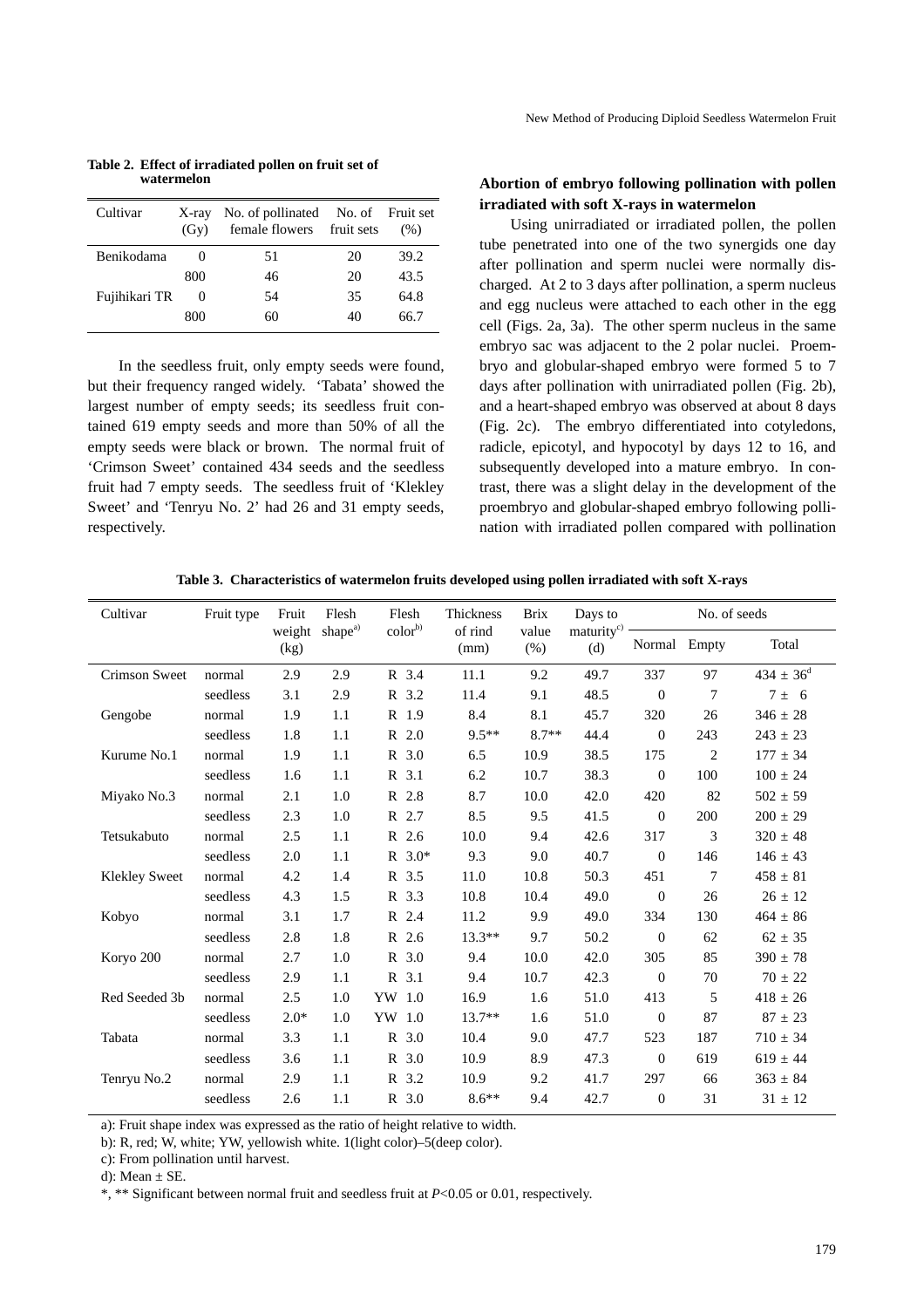**Table 2. Effect of irradiated pollen on fruit set of watermelon**

| Cultivar | X-ray (Gy) | No. of pollinated female flowers | No. of fruit sets | Fruit set (%) |
|---|---|---|---|---|
| Benikodama | 0 | 51 | 20 | 39.2 |
| | 800 | 46 | 20 | 43.5 |
| Fujihikari TR | 0 | 54 | 35 | 64.8 |
| | 800 | 60 | 40 | 66.7 |

In the seedless fruit, only empty seeds were found, but their frequency ranged widely. 'Tabata' showed the largest number of empty seeds; its seedless fruit contained 619 empty seeds and more than 50% of all the empty seeds were black or brown. The normal fruit of 'Crimson Sweet' contained 434 seeds and the seedless fruit had 7 empty seeds. The seedless fruit of 'Klekley Sweet' and 'Tenryu No. 2' had 26 and 31 empty seeds, respectively.

### Abortion of embryo following pollination with pollen irradiated with soft X-rays in watermelon

Using unirradiated or irradiated pollen, the pollen tube penetrated into one of the two synergids one day after pollination and sperm nuclei were normally discharged. At 2 to 3 days after pollination, a sperm nucleus and egg nucleus were attached to each other in the egg cell (Figs. 2a, 3a). The other sperm nucleus in the same embryo sac was adjacent to the 2 polar nuclei. Proembryo and globular-shaped embryo were formed 5 to 7 days after pollination with unirradiated pollen (Fig. 2b), and a heart-shaped embryo was observed at about 8 days (Fig. 2c). The embryo differentiated into cotyledons, radicle, epicotyl, and hypocotyl by days 12 to 16, and subsequently developed into a mature embryo. In contrast, there was a slight delay in the development of the proembryo and globular-shaped embryo following pollination with irradiated pollen compared with pollination

**Table 3. Characteristics of watermelon fruits developed using pollen irradiated with soft X-rays**

| Cultivar | Fruit type | Fruit weight (kg) | Flesh shape[a)] | Flesh color[b)] | Thickness of rind (mm) | Brix value (%) | Days to maturity[c)] (d) | No. of seeds | | |
|---|---|---|---|---|---|---|---|---|---|---|
| | | | | | | | | Normal | Empty | Total |
| Crimson Sweet | normal | 2.9 | 2.9 | R 3.4 | 11.1 | 9.2 | 49.7 | 337 | 97 | 434 ± 36[d] |
| | seedless | 3.1 | 2.9 | R 3.2 | 11.4 | 9.1 | 48.5 | 0 | 7 | 7 ± 6 |
| Gengobe | normal | 1.9 | 1.1 | R 1.9 | 8.4 | 8.1 | 45.7 | 320 | 26 | 346 ± 28 |
| | seedless | 1.8 | 1.1 | R 2.0 | 9.5** | 8.7** | 44.4 | 0 | 243 | 243 ± 23 |
| Kurume No.1 | normal | 1.9 | 1.1 | R 3.0 | 6.5 | 10.9 | 38.5 | 175 | 2 | 177 ± 34 |
| | seedless | 1.6 | 1.1 | R 3.1 | 6.2 | 10.7 | 38.3 | 0 | 100 | 100 ± 24 |
| Miyako No.3 | normal | 2.1 | 1.0 | R 2.8 | 8.7 | 10.0 | 42.0 | 420 | 82 | 502 ± 59 |
| | seedless | 2.3 | 1.0 | R 2.7 | 8.5 | 9.5 | 41.5 | 0 | 200 | 200 ± 29 |
| Tetsukabuto | normal | 2.5 | 1.1 | R 2.6 | 10.0 | 9.4 | 42.6 | 317 | 3 | 320 ± 48 |
| | seedless | 2.0 | 1.1 | R 3.0* | 9.3 | 9.0 | 40.7 | 0 | 146 | 146 ± 43 |
| Klekley Sweet | normal | 4.2 | 1.4 | R 3.5 | 11.0 | 10.8 | 50.3 | 451 | 7 | 458 ± 81 |
| | seedless | 4.3 | 1.5 | R 3.3 | 10.8 | 10.4 | 49.0 | 0 | 26 | 26 ± 12 |
| Kobyo | normal | 3.1 | 1.7 | R 2.4 | 11.2 | 9.9 | 49.0 | 334 | 130 | 464 ± 86 |
| | seedless | 2.8 | 1.8 | R 2.6 | 13.3** | 9.7 | 50.2 | 0 | 62 | 62 ± 35 |
| Koryo 200 | normal | 2.7 | 1.0 | R 3.0 | 9.4 | 10.0 | 42.0 | 305 | 85 | 390 ± 78 |
| | seedless | 2.9 | 1.1 | R 3.1 | 9.4 | 10.7 | 42.3 | 0 | 70 | 70 ± 22 |
| Red Seeded 3b | normal | 2.5 | 1.0 | YW 1.0 | 16.9 | 1.6 | 51.0 | 413 | 5 | 418 ± 26 |
| | seedless | 2.0* | 1.0 | YW 1.0 | 13.7** | 1.6 | 51.0 | 0 | 87 | 87 ± 23 |
| Tabata | normal | 3.3 | 1.1 | R 3.0 | 10.4 | 9.0 | 47.7 | 523 | 187 | 710 ± 34 |
| | seedless | 3.6 | 1.1 | R 3.0 | 10.9 | 8.9 | 47.3 | 0 | 619 | 619 ± 44 |
| Tenryu No.2 | normal | 2.9 | 1.1 | R 3.2 | 10.9 | 9.2 | 41.7 | 297 | 66 | 363 ± 84 |
| | seedless | 2.6 | 1.1 | R 3.0 | 8.6** | 9.4 | 42.7 | 0 | 31 | 31 ± 12 |

a): Fruit shape index was expressed as the ratio of height relative to width.

b): R, red; W, white; YW, yellowish white. 1(light color)–5(deep color).

c): From pollination until harvest.

d): Mean ± SE.

*, ** Significant between normal fruit and seedless fruit at $P<0.05$ or 0.01, respectively.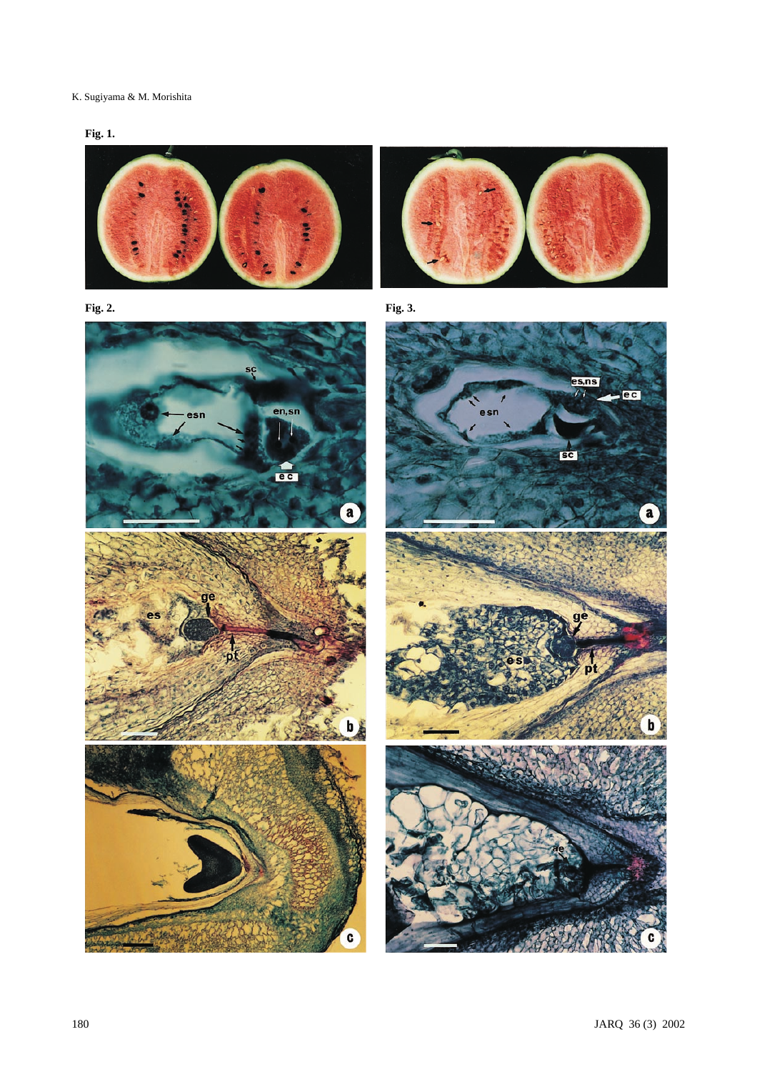**Fig. 1.**

**Fig. 2.**

**Fig. 3.**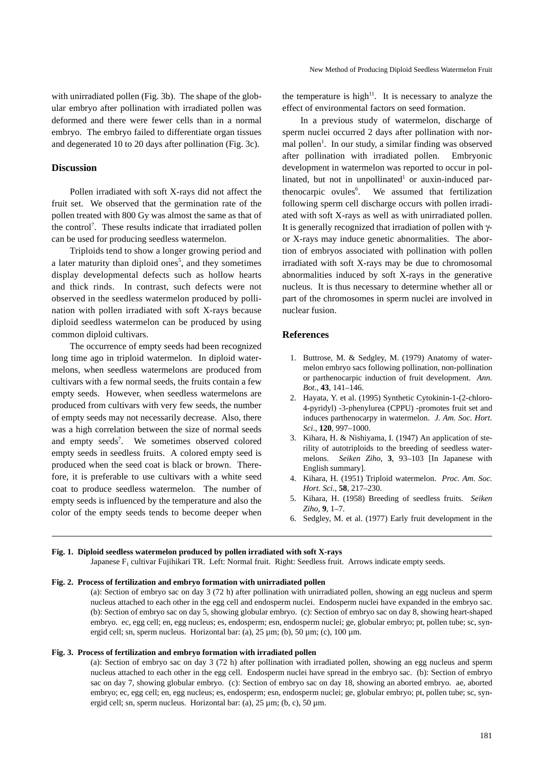with unirradiated pollen (Fig. 3b). The shape of the globular embryo after pollination with irradiated pollen was deformed and there were fewer cells than in a normal embryo. The embryo failed to differentiate organ tissues and degenerated 10 to 20 days after pollination (Fig. 3c).

## Discussion

Pollen irradiated with soft X-rays did not affect the fruit set. We observed that the germination rate of the pollen treated with 800 Gy was almost the same as that of the control[7]. These results indicate that irradiated pollen can be used for producing seedless watermelon.

Triploids tend to show a longer growing period and a later maturity than diploid ones[5], and they sometimes display developmental defects such as hollow hearts and thick rinds. In contrast, such defects were not observed in the seedless watermelon produced by pollination with pollen irradiated with soft X-rays because diploid seedless watermelon can be produced by using common diploid cultivars.

The occurrence of empty seeds had been recognized long time ago in triploid watermelon. In diploid watermelons, when seedless watermelons are produced from cultivars with a few normal seeds, the fruits contain a few empty seeds. However, when seedless watermelons are produced from cultivars with very few seeds, the number of empty seeds may not necessarily decrease. Also, there was a high correlation between the size of normal seeds and empty seeds[7]. We sometimes observed colored empty seeds in seedless fruits. A colored empty seed is produced when the seed coat is black or brown. Therefore, it is preferable to use cultivars with a white seed coat to produce seedless watermelon. The number of empty seeds is influenced by the temperature and also the color of the empty seeds tends to become deeper when the temperature is high[11]. It is necessary to analyze the effect of environmental factors on seed formation.

In a previous study of watermelon, discharge of sperm nuclei occurred 2 days after pollination with normal pollen[1]. In our study, a similar finding was observed after pollination with irradiated pollen. Embryonic development in watermelon was reported to occur in pollinated, but not in unpollinated[1] or auxin-induced parthenocarpic ovules[6]. We assumed that fertilization following sperm cell discharge occurs with pollen irradiated with soft X-rays as well as with unirradiated pollen. It is generally recognized that irradiation of pollen with γ- or X-rays may induce genetic abnormalities. The abortion of embryos associated with pollination with pollen irradiated with soft X-rays may be due to chromosomal abnormalities induced by soft X-rays in the generative nucleus. It is thus necessary to determine whether all or part of the chromosomes in sperm nuclei are involved in nuclear fusion.

## References

1. Buttrose, M. & Sedgley, M. (1979) Anatomy of watermelon embryo sacs following pollination, non-pollination or parthenocarpic induction of fruit development. *Ann. Bot*., **43**, 141–146.
2. Hayata, Y. et al. (1995) Synthetic Cytokinin-1-(2-chloro-4-pyridyl) -3-phenylurea (CPPU) -promotes fruit set and induces parthenocarpy in watermelon. *J. Am. Soc. Hort. Sci*., **120**, 997–1000.
3. Kihara, H. & Nishiyama, I. (1947) An application of sterility of autotriploids to the breeding of seedless watermelons. *Seiken Ziho*, **3**, 93–103 [In Japanese with English summary].
4. Kihara, H. (1951) Triploid watermelon. *Proc. Am. Soc. Hort. Sci*., **58**, 217–230.
5. Kihara, H. (1958) Breeding of seedless fruits. *Seiken Ziho*, **9**, 1–7.
6. Sedgley, M. et al. (1977) Early fruit development in the

**Fig. 1. Diploid seedless watermelon produced by pollen irradiated with soft X-rays**
Japanese $F_1$ cultivar Fujihikari TR. Left: Normal fruit. Right: Seedless fruit. Arrows indicate empty seeds.

**Fig. 2. Process of fertilization and embryo formation with unirradiated pollen**
(a): Section of embryo sac on day 3 (72 h) after pollination with unirradiated pollen, showing an egg nucleus and sperm nucleus attached to each other in the egg cell and endosperm nuclei. Endosperm nuclei have expanded in the embryo sac. (b): Section of embryo sac on day 5, showing globular embryo. (c): Section of embryo sac on day 8, showing heart-shaped embryo. ec, egg cell; en, egg nucleus; es, endosperm; esn, endosperm nuclei; ge, globular embryo; pt, pollen tube; sc, synergid cell; sn, sperm nucleus. Horizontal bar: (a), 25 µm; (b), 50 µm; (c), 100 µm.

**Fig. 3. Process of fertilization and embryo formation with irradiated pollen**
(a): Section of embryo sac on day 3 (72 h) after pollination with irradiated pollen, showing an egg nucleus and sperm nucleus attached to each other in the egg cell. Endosperm nuclei have spread in the embryo sac. (b): Section of embryo sac on day 7, showing globular embryo. (c): Section of embryo sac on day 18, showing an aborted embryo. ae, aborted embryo; ec, egg cell; en, egg nucleus; es, endosperm; esn, endosperm nuclei; ge, globular embryo; pt, pollen tube; sc, synergid cell; sn, sperm nucleus. Horizontal bar: (a), 25 µm; (b, c), 50 µm.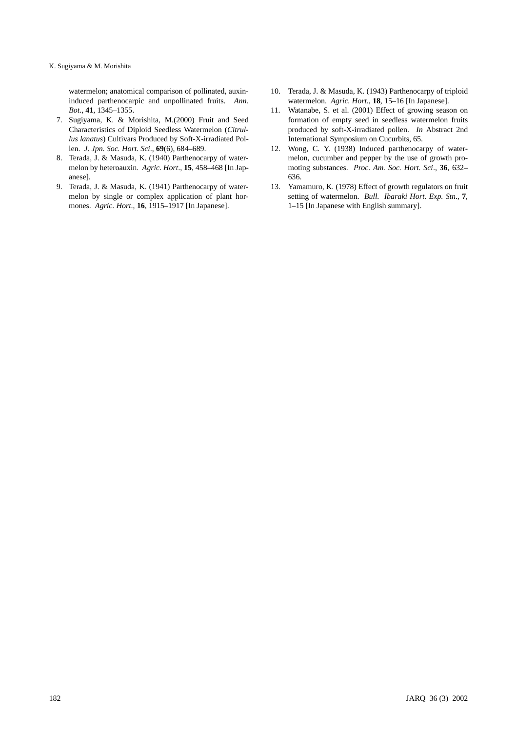watermelon; anatomical comparison of pollinated, auxin-induced parthenocarpic and unpollinated fruits. *Ann. Bot*., **41**, 1345–1355.

7. Sugiyama, K. & Morishita, M.(2000) Fruit and Seed Characteristics of Diploid Seedless Watermelon (*Citrullus lanatus*) Cultivars Produced by Soft-X-irradiated Pollen. *J. Jpn. Soc. Hort. Sci*., **69**(6), 684–689.
8. Terada, J. & Masuda, K. (1940) Parthenocarpy of watermelon by heteroauxin. *Agric. Hort*., **15**, 458–468 [In Japanese].
9. Terada, J. & Masuda, K. (1941) Parthenocarpy of watermelon by single or complex application of plant hormones. *Agric. Hort*., **16**, 1915–1917 [In Japanese].
10. Terada, J. & Masuda, K. (1943) Parthenocarpy of triploid watermelon. *Agric. Hort*., **18**, 15–16 [In Japanese].
11. Watanabe, S. et al. (2001) Effect of growing season on formation of empty seed in seedless watermelon fruits produced by soft-X-irradiated pollen. *In* Abstract 2nd International Symposium on Cucurbits, 65.
12. Wong, C. Y. (1938) Induced parthenocarpy of watermelon, cucumber and pepper by the use of growth promoting substances. *Proc. Am. Soc. Hort. Sci*., **36**, 632–636.
13. Yamamuro, K. (1978) Effect of growth regulators on fruit setting of watermelon. *Bull. Ibaraki Hort. Exp. Stn*., **7**, 1–15 [In Japanese with English summary].